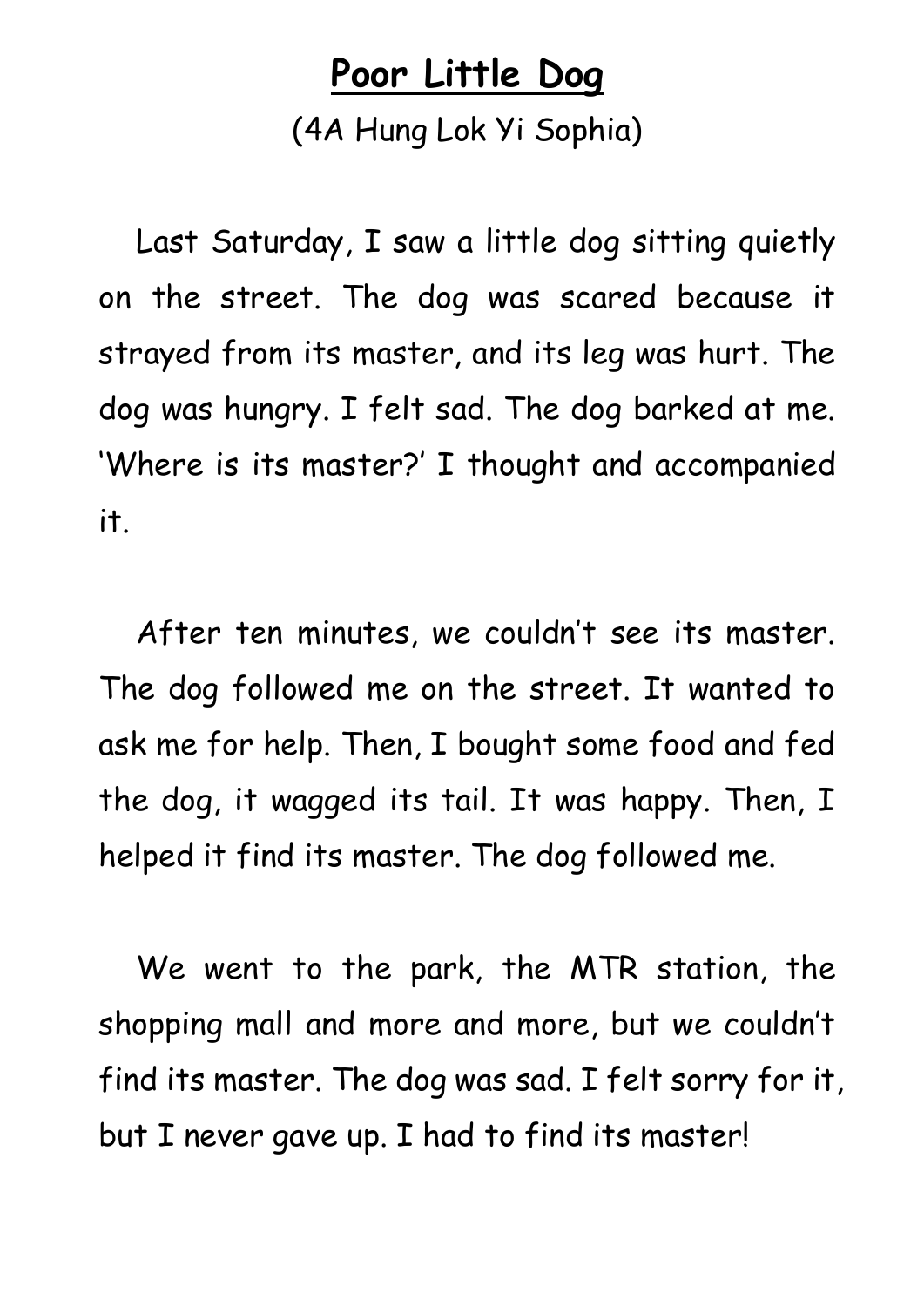# **Poor Little Dog**

(4A Hung Lok Yi Sophia)

Last Saturday, I saw a little dog sitting quietly on the street. The dog was scared because it strayed from its master, and its leg was hurt. The dog was hungry. I felt sad. The dog barked at me. 'Where is its master?' I thought and accompanied it.

After ten minutes, we couldn't see its master. The dog followed me on the street. It wanted to ask me for help. Then, I bought some food and fed the dog, it wagged its tail. It was happy. Then, I helped it find its master. The dog followed me.

We went to the park, the MTR station, the shopping mall and more and more, but we couldn't find its master. The dog was sad. I felt sorry for it, but I never gave up. I had to find its master!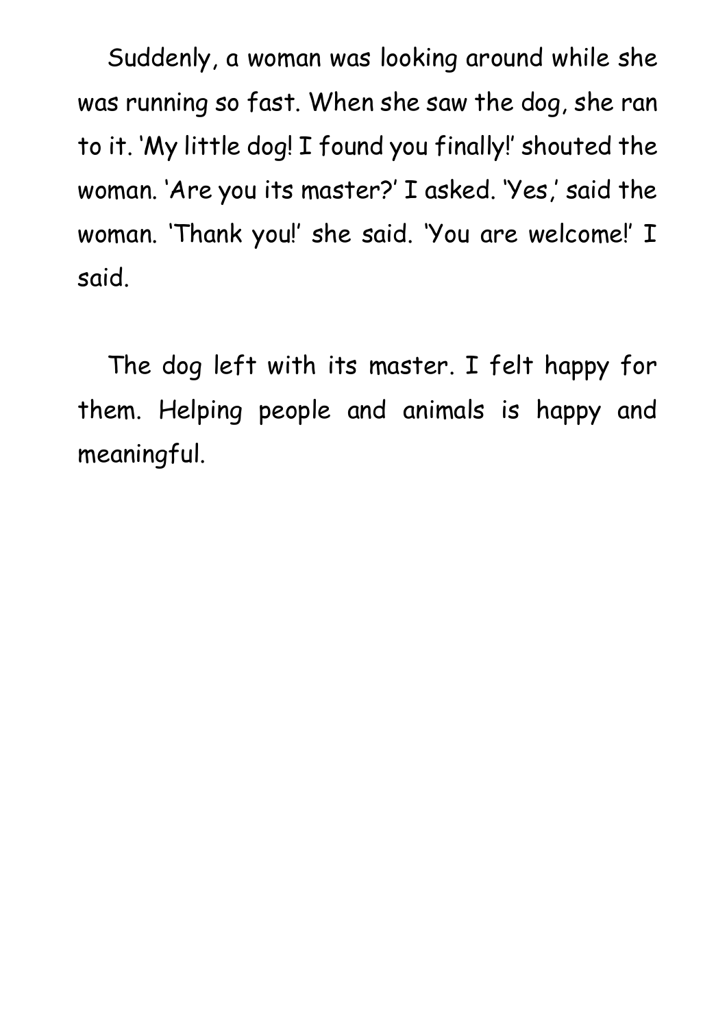Suddenly, a woman was looking around while she was running so fast. When she saw the dog, she ran to it. 'My little dog! I found you finally!' shouted the woman. 'Are you its master?' I asked. 'Yes,' said the woman. 'Thank you!' she said. 'You are welcome!' I said.

The dog left with its master. I felt happy for them. Helping people and animals is happy and meaningful.